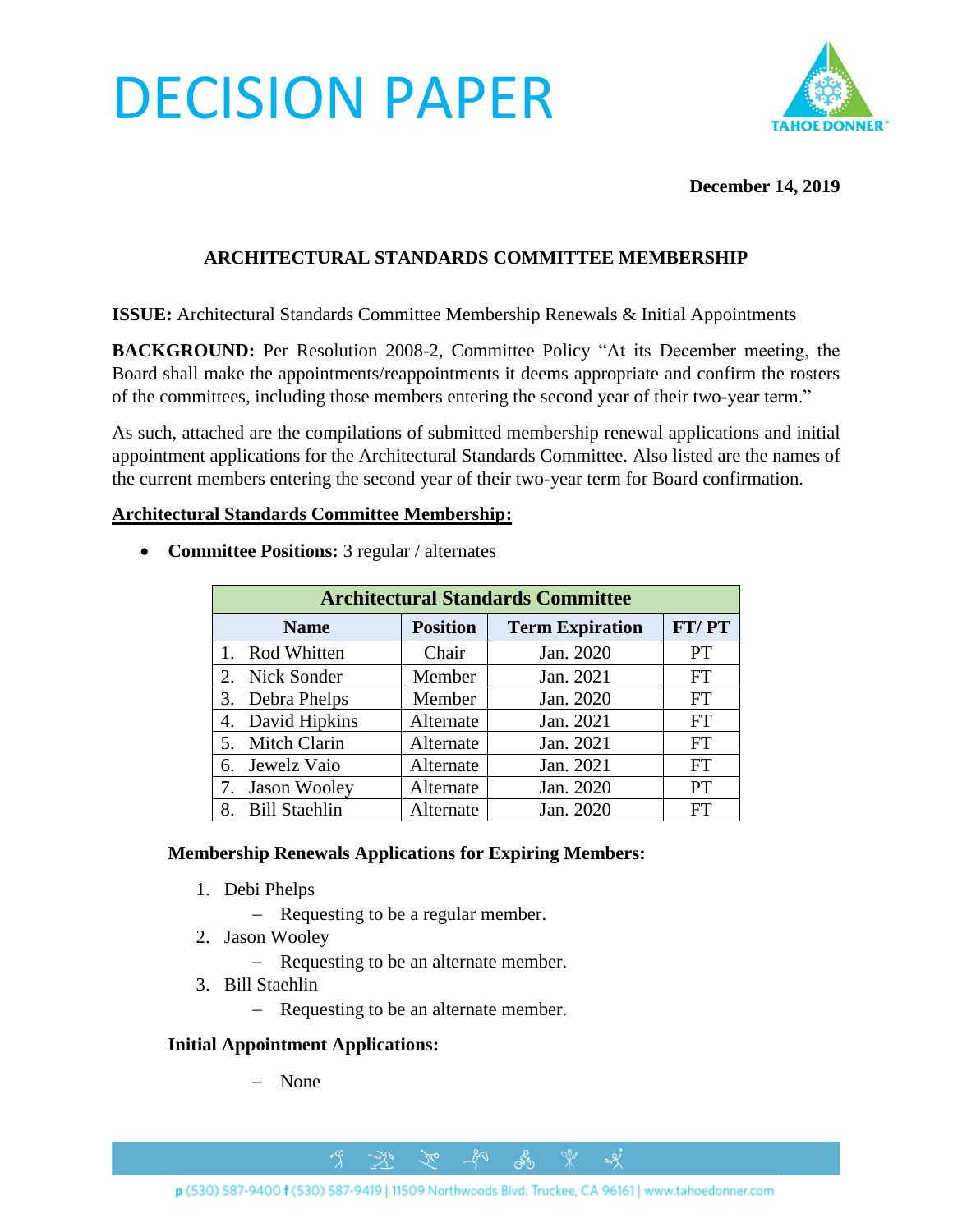# DECISION PAPER

**December 14, 2019**

## ARCHITECTURAL STANDARDS COMMITTEE MEMBERSHIP

**ISSUE:** Architectural Standards Committee Membership Renewals & Initial Appointments

**BACKGROUND:** Per Resolution 2008-2, Committee Policy "At its December meeting, the Board shall make the appointments/reappointments it deems appropriate and confirm the rosters of the committees, including those members entering the second year of their two-year term."

As such, attached are the compilations of submitted membership renewal applications and initial appointment applications for the Architectural Standards Committee. Also listed are the names of the current members entering the second year of their two-year term for Board confirmation.

**Architectural Standards Committee Membership:**

- **Committee Positions:** 3 regular / alternates

| Architectural Standards Committee | | | |
|---|---|---|---|
| **Name** | **Position** | **Term Expiration** | **FT/ PT** |
| 1. Rod Whitten | Chair | Jan. 2020 | PT |
| 2. Nick Sonder | Member | Jan. 2021 | FT |
| 3. Debra Phelps | Member | Jan. 2020 | FT |
| 4. David Hipkins | Alternate | Jan. 2021 | FT |
| 5. Mitch Clarin | Alternate | Jan. 2021 | FT |
| 6. Jewelz Vaio | Alternate | Jan. 2021 | FT |
| 7. Jason Wooley | Alternate | Jan. 2020 | PT |
| 8. Bill Staehlin | Alternate | Jan. 2020 | FT |

**Membership Renewals Applications for Expiring Members:**

1. Debi Phelps
   - Requesting to be a regular member.
2. Jason Wooley
   - Requesting to be an alternate member.
3. Bill Staehlin
   - Requesting to be an alternate member.

**Initial Appointment Applications:**

- None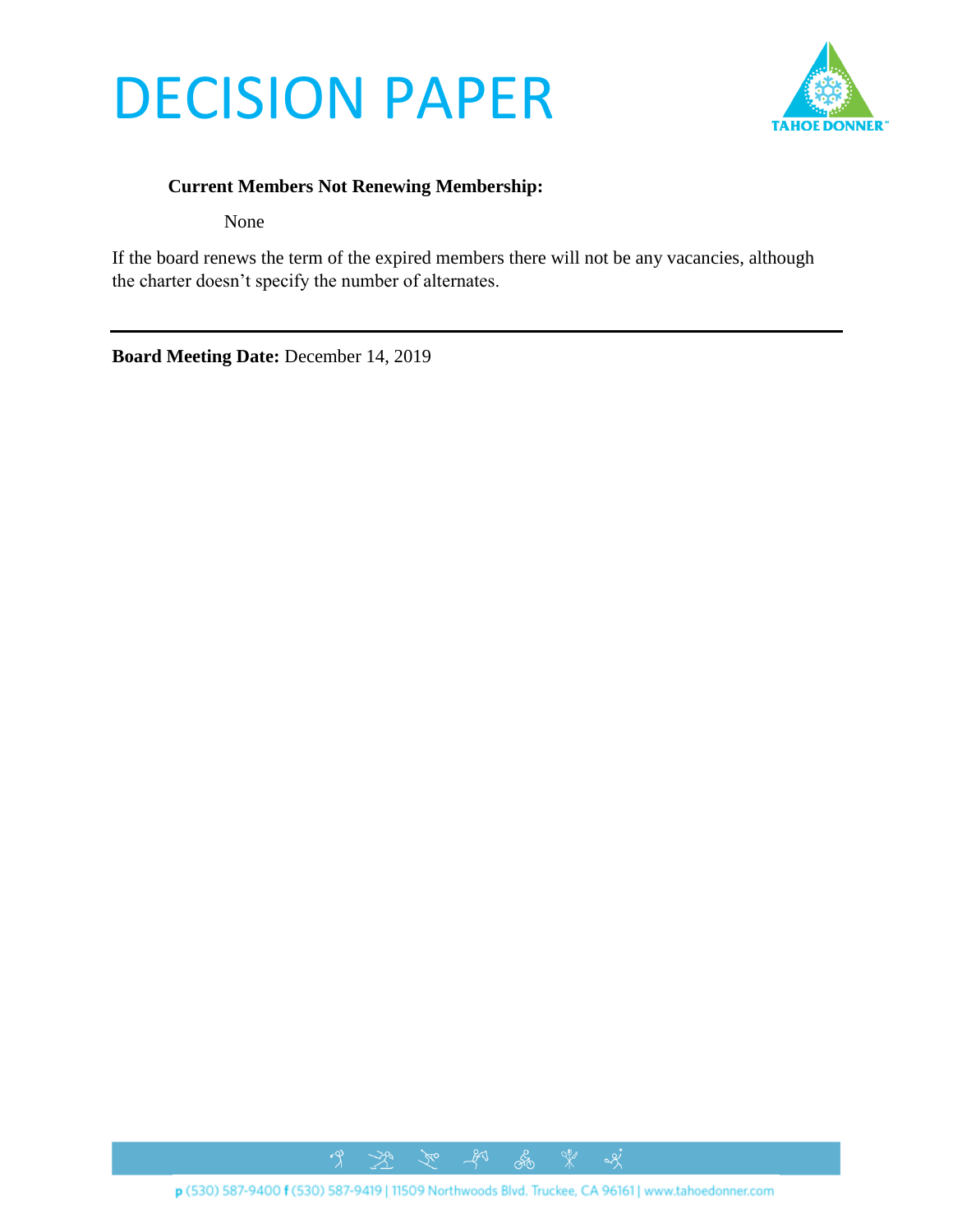# DECISION PAPER

**Current Members Not Renewing Membership:**

None

If the board renews the term of the expired members there will not be any vacancies, although the charter doesn't specify the number of alternates.

---

**Board Meeting Date:** December 14, 2019